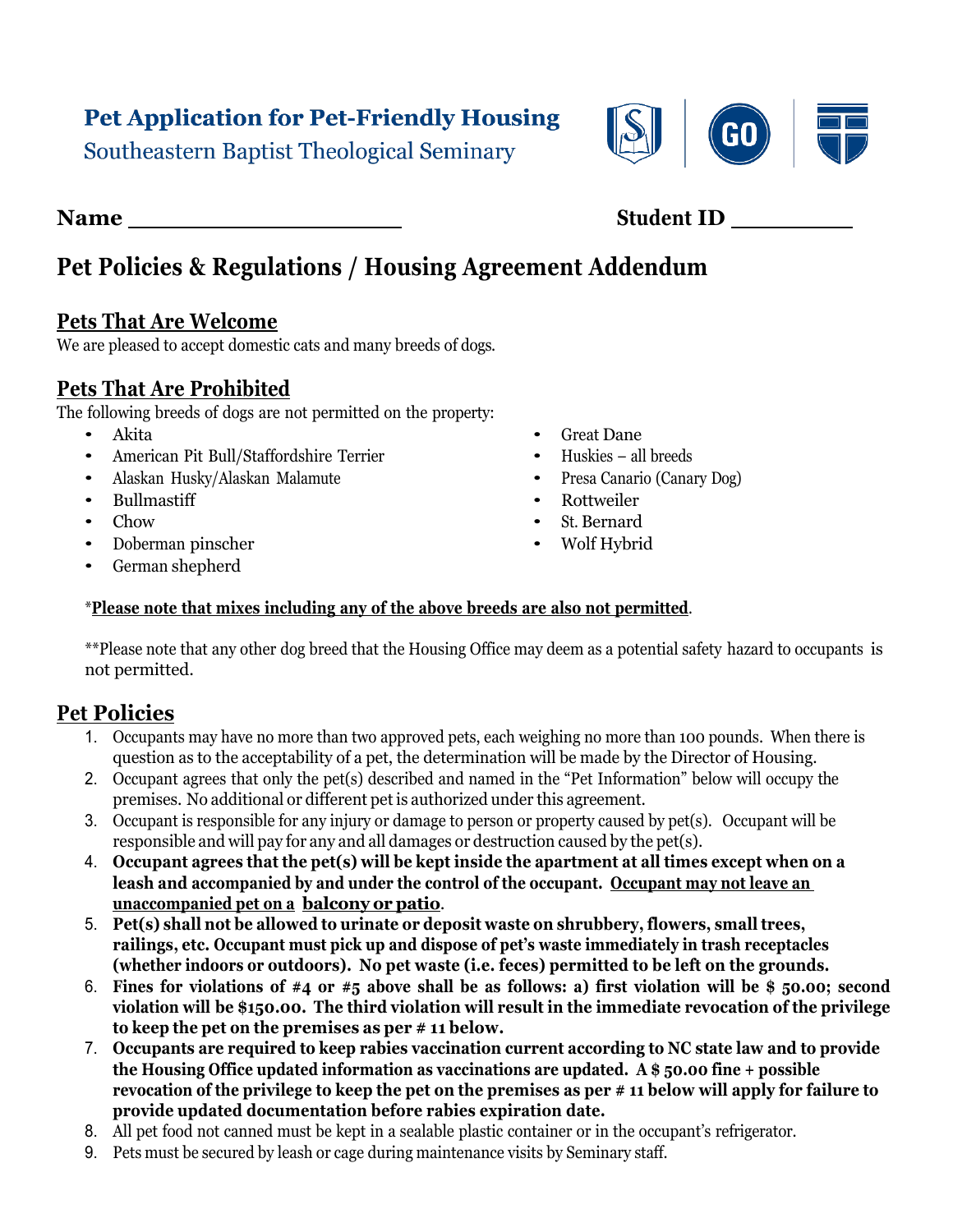# Pet Application for Pet-Friendly Housing

Southeastern Baptist Theological Seminary

**Name** ____________________ **Student ID** _________

## Pet Policies & Regulations / Housing Agreement Addendum

### Pets That Are Welcome

We are pleased to accept domestic cats and many breeds of dogs.

### Pets That Are Prohibited

The following breeds of dogs are not permitted on the property:

- Akita
- American Pit Bull/Staffordshire Terrier
- Alaskan Husky/Alaskan Malamute
- Bullmastiff
- Chow
- Doberman pinscher
- German shepherd
- Great Dane
- Huskies – all breeds
- Presa Canario (Canary Dog)
- Rottweiler
- St. Bernard
- Wolf Hybrid

*<u>**Please note that mixes including any of the above breeds are also not permitted**</u>.

**Please note that any other dog breed that the Housing Office may deem as a potential safety hazard to occupants is not permitted.

### Pet Policies

1. Occupants may have no more than two approved pets, each weighing no more than 100 pounds. When there is question as to the acceptability of a pet, the determination will be made by the Director of Housing.
2. Occupant agrees that only the pet(s) described and named in the "Pet Information" below will occupy the premises. No additional or different pet is authorized under this agreement.
3. Occupant is responsible for any injury or damage to person or property caused by pet(s). Occupant will be responsible and will pay for any and all damages or destruction caused by the pet(s).
4. **Occupant agrees that the pet(s) will be kept inside the apartment at all times except when on a leash and accompanied by and under the control of the occupant. <u>Occupant may not leave an unaccompanied pet on a balcony or patio</u>.**
5. **Pet(s) shall not be allowed to urinate or deposit waste on shrubbery, flowers, small trees, railings, etc. Occupant must pick up and dispose of pet's waste immediately in trash receptacles (whether indoors or outdoors). No pet waste (i.e. feces) permitted to be left on the grounds.**
6. **Fines for violations of #4 or #5 above shall be as follows: a) first violation will be $ 50.00; second violation will be $150.00. The third violation will result in the immediate revocation of the privilege to keep the pet on the premises as per # 11 below.**
7. **Occupants are required to keep rabies vaccination current according to NC state law and to provide the Housing Office updated information as vaccinations are updated. A $ 50.00 fine + possible revocation of the privilege to keep the pet on the premises as per # 11 below will apply for failure to provide updated documentation before rabies expiration date.**
8. All pet food not canned must be kept in a sealable plastic container or in the occupant's refrigerator.
9. Pets must be secured by leash or cage during maintenance visits by Seminary staff.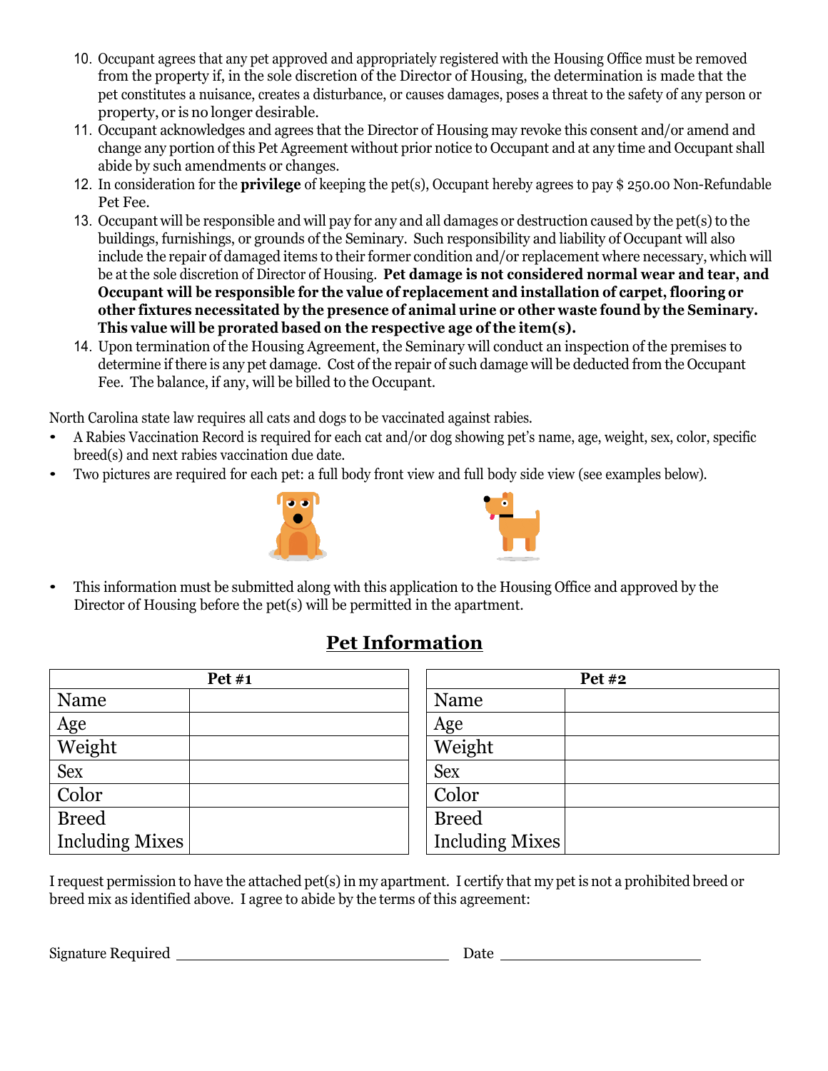10. Occupant agrees that any pet approved and appropriately registered with the Housing Office must be removed from the property if, in the sole discretion of the Director of Housing, the determination is made that the pet constitutes a nuisance, creates a disturbance, or causes damages, poses a threat to the safety of any person or property, or is no longer desirable.
11. Occupant acknowledges and agrees that the Director of Housing may revoke this consent and/or amend and change any portion of this Pet Agreement without prior notice to Occupant and at any time and Occupant shall abide by such amendments or changes.
12. In consideration for the **privilege** of keeping the pet(s), Occupant hereby agrees to pay $ 250.00 Non-Refundable Pet Fee.
13. Occupant will be responsible and will pay for any and all damages or destruction caused by the pet(s) to the buildings, furnishings, or grounds of the Seminary. Such responsibility and liability of Occupant will also include the repair of damaged items to their former condition and/or replacement where necessary, which will be at the sole discretion of Director of Housing. **Pet damage is not considered normal wear and tear, and Occupant will be responsible for the value of replacement and installation of carpet, flooring or other fixtures necessitated by the presence of animal urine or other waste found by the Seminary. This value will be prorated based on the respective age of the item(s).**
14. Upon termination of the Housing Agreement, the Seminary will conduct an inspection of the premises to determine if there is any pet damage. Cost of the repair of such damage will be deducted from the Occupant Fee. The balance, if any, will be billed to the Occupant.

North Carolina state law requires all cats and dogs to be vaccinated against rabies.

- A Rabies Vaccination Record is required for each cat and/or dog showing pet's name, age, weight, sex, color, specific breed(s) and next rabies vaccination due date.
- Two pictures are required for each pet: a full body front view and full body side view (see examples below).
- This information must be submitted along with this application to the Housing Office and approved by the Director of Housing before the pet(s) will be permitted in the apartment.

## Pet Information

| Pet #1 | |
|---|---|
| Name | |
| Age | |
| Weight | |
| Sex | |
| Color | |
| Breed Including Mixes | |

| Pet #2 | |
|---|---|
| Name | |
| Age | |
| Weight | |
| Sex | |
| Color | |
| Breed Including Mixes | |

I request permission to have the attached pet(s) in my apartment. I certify that my pet is not a prohibited breed or breed mix as identified above. I agree to abide by the terms of this agreement:

Signature Required ______________________________ Date ____________________